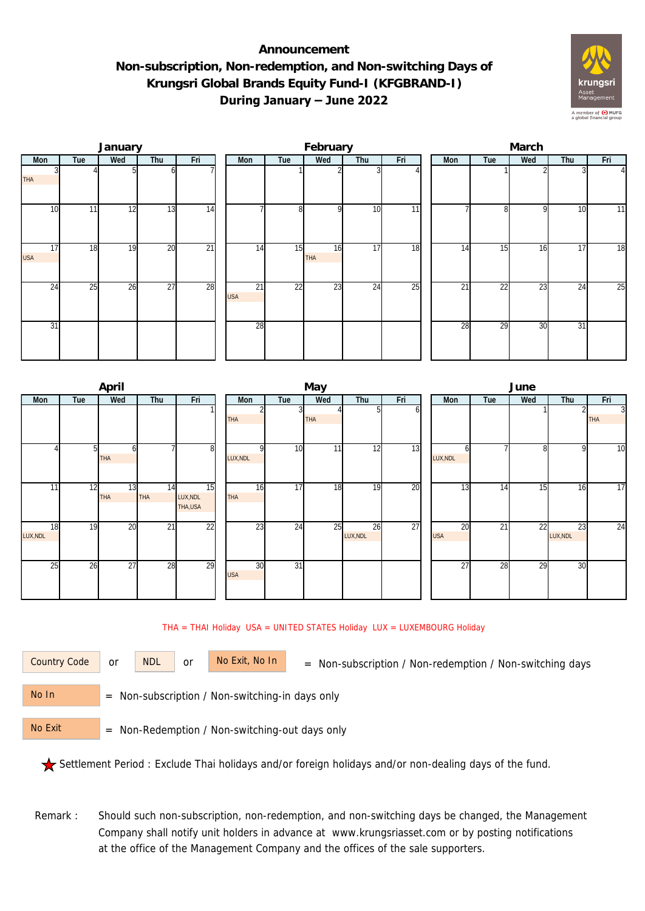# Announcement
# Non-subscription, Non-redemption, and Non-switching Days of Krungsri Global Brands Equity Fund-I (KFGBRAND-I) During January – June 2022

### January

| Mon | Tue | Wed | Thu | Fri |
|---|---|---|---|---|
| 3 THA | 4 | 5 | 6 | 7 |
| 10 | 11 | 12 | 13 | 14 |
| 17 USA | 18 | 19 | 20 | 21 |
| 24 | 25 | 26 | 27 | 28 |
| 31 | | | | |

### February

| Mon | Tue | Wed | Thu | Fri |
|---|---|---|---|---|
| | 1 | 2 | 3 | 4 |
| 7 | 8 | 9 | 10 | 11 |
| 14 | 15 | 16 THA | 17 | 18 |
| 21 USA | 22 | 23 | 24 | 25 |
| 28 | | | | |

### March

| Mon | Tue | Wed | Thu | Fri |
|---|---|---|---|---|
| | 1 | 2 | 3 | 4 |
| 7 | 8 | 9 | 10 | 11 |
| 14 | 15 | 16 | 17 | 18 |
| 21 | 22 | 23 | 24 | 25 |
| 28 | 29 | 30 | 31 | |

### April

| Mon | Tue | Wed | Thu | Fri |
|---|---|---|---|---|
| | | | | 1 |
| 4 | 5 | 6 THA | 7 | 8 |
| 11 | 12 | 13 THA | 14 THA | 15 LUX,NDL THA,USA |
| 18 LUX,NDL | 19 | 20 | 21 | 22 |
| 25 | 26 | 27 | 28 | 29 |

### May

| Mon | Tue | Wed | Thu | Fri |
|---|---|---|---|---|
| 2 THA | 3 | 4 THA | 5 | 6 |
| 9 LUX,NDL | 10 | 11 | 12 | 13 |
| 16 THA | 17 | 18 | 19 | 20 |
| 23 | 24 | 25 | 26 LUX,NDL | 27 |
| 30 USA | 31 | | | |

### June

| Mon | Tue | Wed | Thu | Fri |
|---|---|---|---|---|
| | | 1 | 2 | 3 THA |
| 6 LUX,NDL | 7 | 8 | 9 | 10 |
| 13 | 14 | 15 | 16 | 17 |
| 20 USA | 21 | 22 | 23 LUX,NDL | 24 |
| 27 | 28 | 29 | 30 | |

THA = THAI Holiday USA = UNITED STATES Holiday LUX = LUXEMBOURG Holiday

Country Code or NDL or No Exit, No In = Non-subscription / Non-redemption / Non-switching days

No In = Non-subscription / Non-switching-in days only

No Exit = Non-Redemption / Non-switching-out days only

★ Settlement Period : Exclude Thai holidays and/or foreign holidays and/or non-dealing days of the fund.

Remark : Should such non-subscription, non-redemption, and non-switching days be changed, the Management Company shall notify unit holders in advance at www.krungsriasset.com or by posting notifications at the office of the Management Company and the offices of the sale supporters.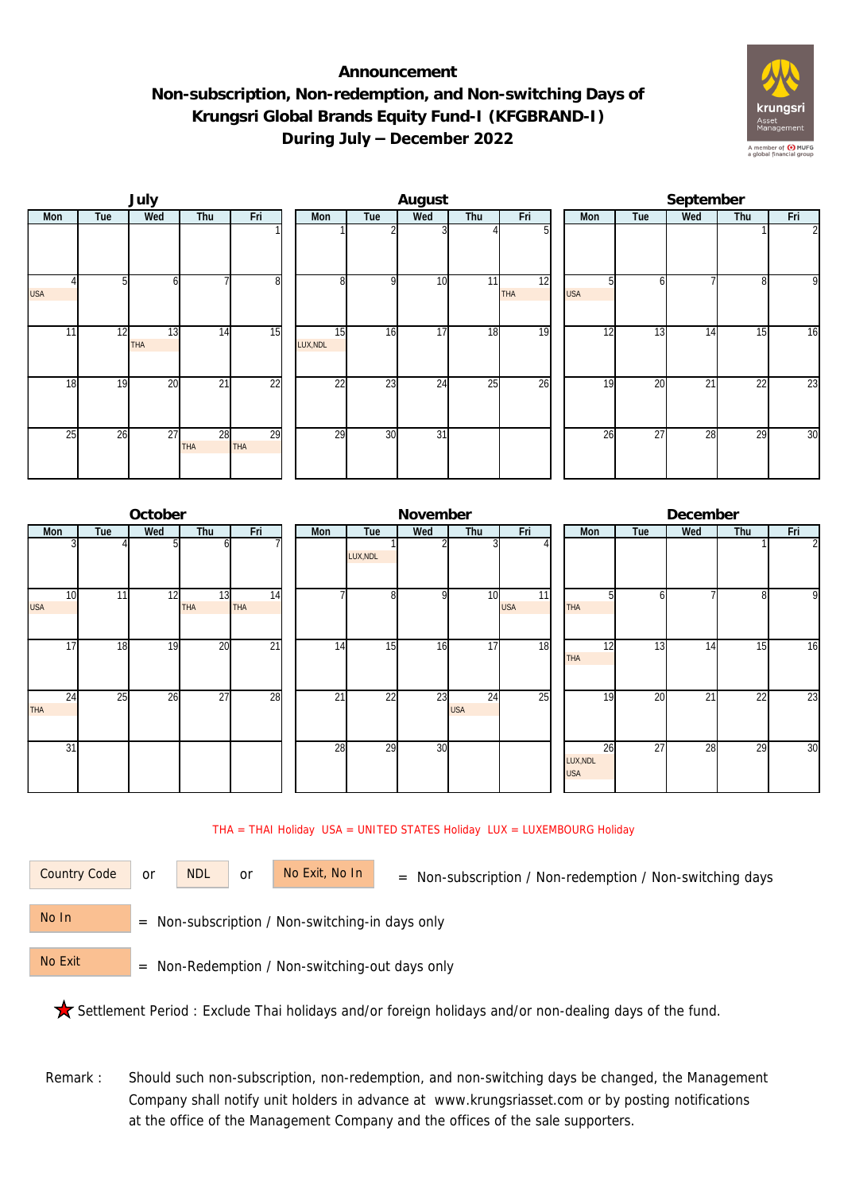**Announcement**
**Non-subscription, Non-redemption, and Non-switching Days of Krungsri Global Brands Equity Fund-I (KFGBRAND-I)**
**During July – December 2022**

### July

| Mon | Tue | Wed | Thu | Fri |
|---|---|---|---|---|
| | | | | 1 |
| 4 USA | 5 | 6 | 7 | 8 |
| 11 | 12 | 13 THA | 14 | 15 |
| 18 | 19 | 20 | 21 | 22 |
| 25 | 26 | 27 | 28 THA | 29 THA |

### August

| Mon | Tue | Wed | Thu | Fri |
|---|---|---|---|---|
| 1 | 2 | 3 | 4 | 5 |
| 8 | 9 | 10 | 11 | 12 THA |
| 15 LUX,NDL | 16 | 17 | 18 | 19 |
| 22 | 23 | 24 | 25 | 26 |
| 29 | 30 | 31 | | |

### September

| Mon | Tue | Wed | Thu | Fri |
|---|---|---|---|---|
| | | | 1 | 2 |
| 5 USA | 6 | 7 | 8 | 9 |
| 12 | 13 | 14 | 15 | 16 |
| 19 | 20 | 21 | 22 | 23 |
| 26 | 27 | 28 | 29 | 30 |

### October

| Mon | Tue | Wed | Thu | Fri |
|---|---|---|---|---|
| 3 | 4 | 5 | 6 | 7 |
| 10 USA | 11 | 12 | 13 THA | 14 THA |
| 17 | 18 | 19 | 20 | 21 |
| 24 THA | 25 | 26 | 27 | 28 |
| 31 | | | | |

### November

| Mon | Tue | Wed | Thu | Fri |
|---|---|---|---|---|
| | 1 LUX,NDL | 2 | 3 | 4 |
| 7 | 8 | 9 | 10 | 11 USA |
| 14 | 15 | 16 | 17 | 18 |
| 21 | 22 | 23 | 24 USA | 25 |
| 28 | 29 | 30 | | |

### December

| Mon | Tue | Wed | Thu | Fri |
|---|---|---|---|---|
| | | | 1 | 2 |
| 5 THA | 6 | 7 | 8 | 9 |
| 12 THA | 13 | 14 | 15 | 16 |
| 19 | 20 | 21 | 22 | 23 |
| 26 LUX,NDL USA | 27 | 28 | 29 | 30 |

THA = THAI Holiday USA = UNITED STATES Holiday LUX = LUXEMBOURG Holiday

Country Code or NDL or No Exit, No In = Non-subscription / Non-redemption / Non-switching days

No In = Non-subscription / Non-switching-in days only

No Exit = Non-Redemption / Non-switching-out days only

★ Settlement Period : Exclude Thai holidays and/or foreign holidays and/or non-dealing days of the fund.

Remark : Should such non-subscription, non-redemption, and non-switching days be changed, the Management Company shall notify unit holders in advance at www.krungsriasset.com or by posting notifications at the office of the Management Company and the offices of the sale supporters.